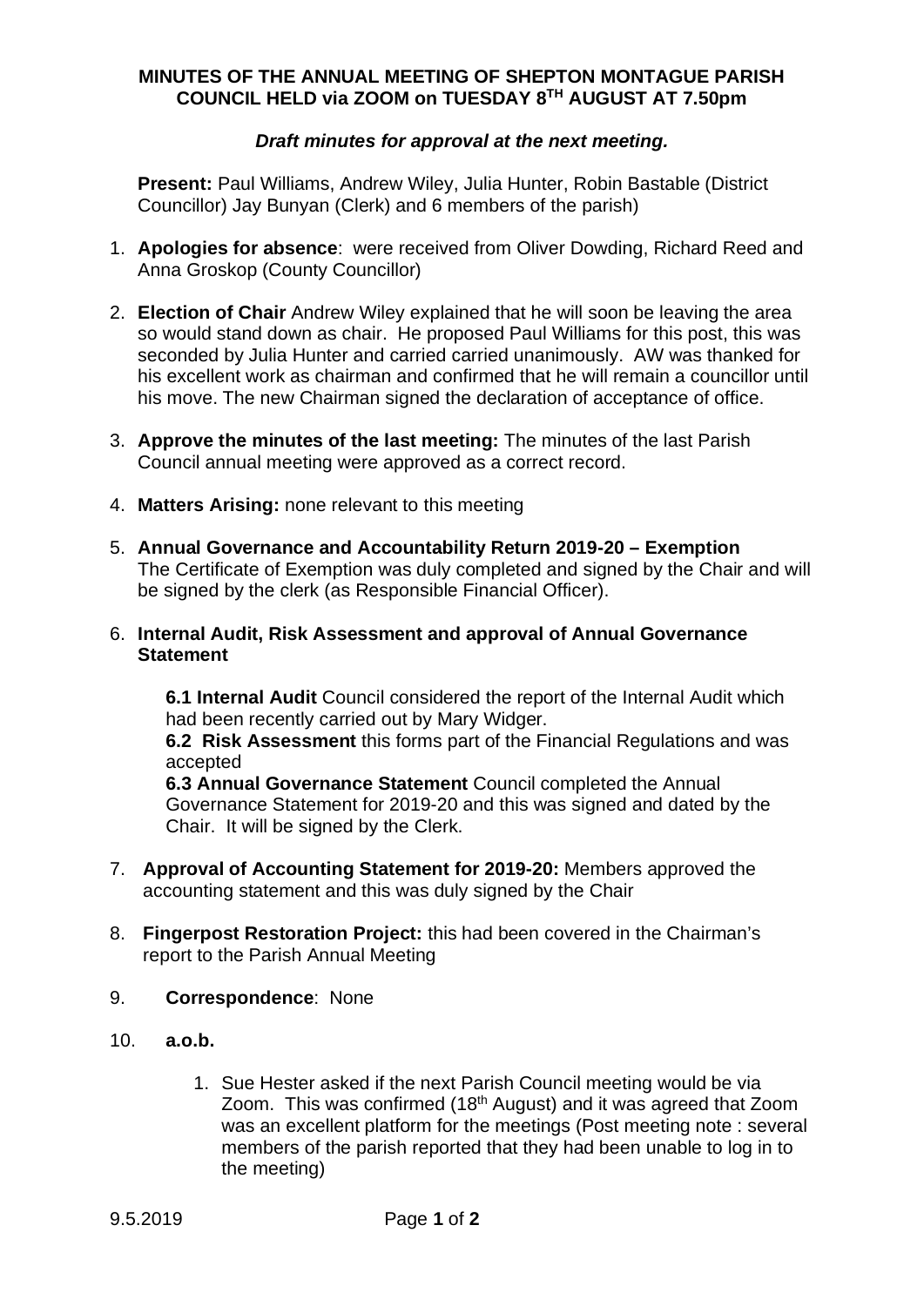**MINUTES OF THE ANNUAL MEETING OF SHEPTON MONTAGUE PARISH COUNCIL HELD via ZOOM on TUESDAY 8TH AUGUST AT 7.50pm**

***Draft minutes for approval at the next meeting.***

**Present:** Paul Williams, Andrew Wiley, Julia Hunter, Robin Bastable (District Councillor) Jay Bunyan (Clerk) and 6 members of the parish)

1. **Apologies for absence**: were received from Oliver Dowding, Richard Reed and Anna Groskop (County Councillor)

2. **Election of Chair** Andrew Wiley explained that he will soon be leaving the area so would stand down as chair. He proposed Paul Williams for this post, this was seconded by Julia Hunter and carried carried unanimously. AW was thanked for his excellent work as chairman and confirmed that he will remain a councillor until his move. The new Chairman signed the declaration of acceptance of office.

3. **Approve the minutes of the last meeting:** The minutes of the last Parish Council annual meeting were approved as a correct record.

4. **Matters Arising:** none relevant to this meeting

5. **Annual Governance and Accountability Return 2019-20 – Exemption**
   The Certificate of Exemption was duly completed and signed by the Chair and will be signed by the clerk (as Responsible Financial Officer).

6. **Internal Audit, Risk Assessment and approval of Annual Governance Statement**

   **6.1 Internal Audit** Council considered the report of the Internal Audit which had been recently carried out by Mary Widger.
   **6.2 Risk Assessment** this forms part of the Financial Regulations and was accepted
   **6.3 Annual Governance Statement** Council completed the Annual Governance Statement for 2019-20 and this was signed and dated by the Chair. It will be signed by the Clerk.

7. **Approval of Accounting Statement for 2019-20:** Members approved the accounting statement and this was duly signed by the Chair

8. **Fingerpost Restoration Project:** this had been covered in the Chairman's report to the Parish Annual Meeting

9. **Correspondence**: None

10. **a.o.b.**

    1. Sue Hester asked if the next Parish Council meeting would be via Zoom. This was confirmed (18th August) and it was agreed that Zoom was an excellent platform for the meetings (Post meeting note : several members of the parish reported that they had been unable to log in to the meeting)

9.5.2019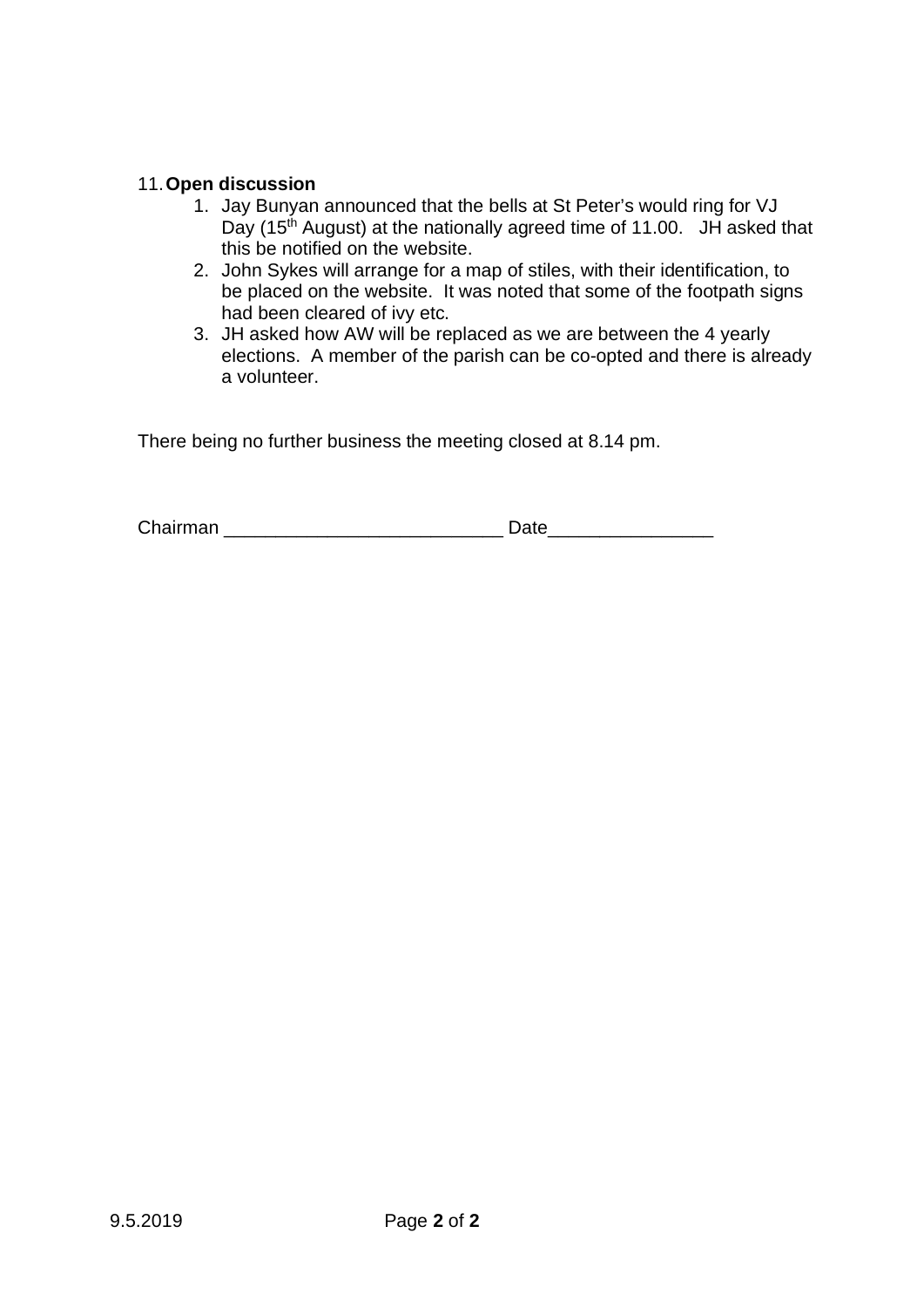11. **Open discussion**
    1. Jay Bunyan announced that the bells at St Peter's would ring for VJ Day (15th August) at the nationally agreed time of 11.00. JH asked that this be notified on the website.
    2. John Sykes will arrange for a map of stiles, with their identification, to be placed on the website. It was noted that some of the footpath signs had been cleared of ivy etc.
    3. JH asked how AW will be replaced as we are between the 4 yearly elections. A member of the parish can be co-opted and there is already a volunteer.

There being no further business the meeting closed at 8.14 pm.

Chairman ___________________________ Date________________

9.5.2019